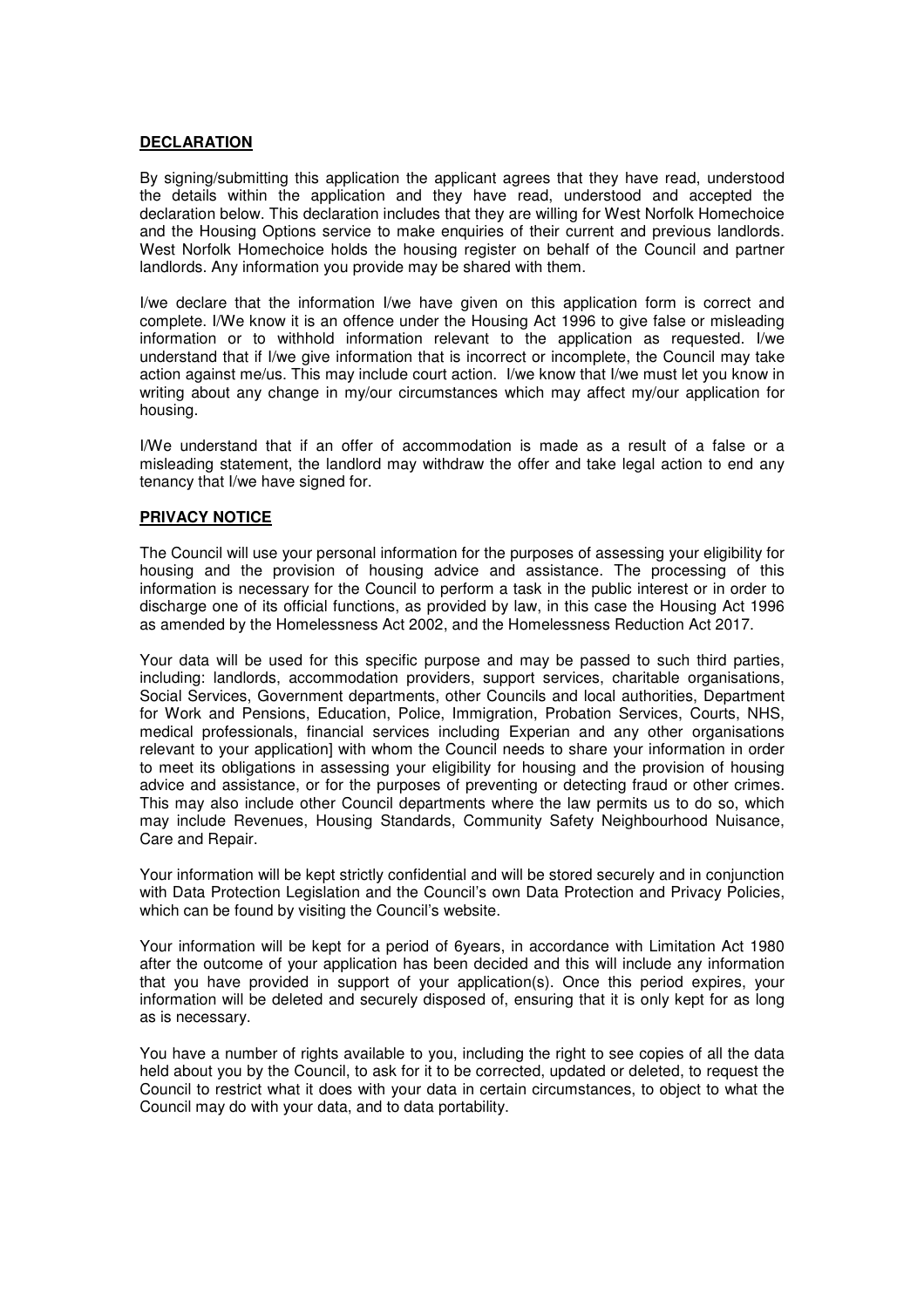**DECLARATION**

By signing/submitting this application the applicant agrees that they have read, understood the details within the application and they have read, understood and accepted the declaration below. This declaration includes that they are willing for West Norfolk Homechoice and the Housing Options service to make enquiries of their current and previous landlords. West Norfolk Homechoice holds the housing register on behalf of the Council and partner landlords. Any information you provide may be shared with them.

I/we declare that the information I/we have given on this application form is correct and complete. I/We know it is an offence under the Housing Act 1996 to give false or misleading information or to withhold information relevant to the application as requested. I/we understand that if I/we give information that is incorrect or incomplete, the Council may take action against me/us. This may include court action. I/we know that I/we must let you know in writing about any change in my/our circumstances which may affect my/our application for housing.

I/We understand that if an offer of accommodation is made as a result of a false or a misleading statement, the landlord may withdraw the offer and take legal action to end any tenancy that I/we have signed for.

**PRIVACY NOTICE**

The Council will use your personal information for the purposes of assessing your eligibility for housing and the provision of housing advice and assistance. The processing of this information is necessary for the Council to perform a task in the public interest or in order to discharge one of its official functions, as provided by law, in this case the Housing Act 1996 as amended by the Homelessness Act 2002, and the Homelessness Reduction Act 2017.

Your data will be used for this specific purpose and may be passed to such third parties, including: landlords, accommodation providers, support services, charitable organisations, Social Services, Government departments, other Councils and local authorities, Department for Work and Pensions, Education, Police, Immigration, Probation Services, Courts, NHS, medical professionals, financial services including Experian and any other organisations relevant to your application] with whom the Council needs to share your information in order to meet its obligations in assessing your eligibility for housing and the provision of housing advice and assistance, or for the purposes of preventing or detecting fraud or other crimes. This may also include other Council departments where the law permits us to do so, which may include Revenues, Housing Standards, Community Safety Neighbourhood Nuisance, Care and Repair.

Your information will be kept strictly confidential and will be stored securely and in conjunction with Data Protection Legislation and the Council's own Data Protection and Privacy Policies, which can be found by visiting the Council's website.

Your information will be kept for a period of 6years, in accordance with Limitation Act 1980 after the outcome of your application has been decided and this will include any information that you have provided in support of your application(s). Once this period expires, your information will be deleted and securely disposed of, ensuring that it is only kept for as long as is necessary.

You have a number of rights available to you, including the right to see copies of all the data held about you by the Council, to ask for it to be corrected, updated or deleted, to request the Council to restrict what it does with your data in certain circumstances, to object to what the Council may do with your data, and to data portability.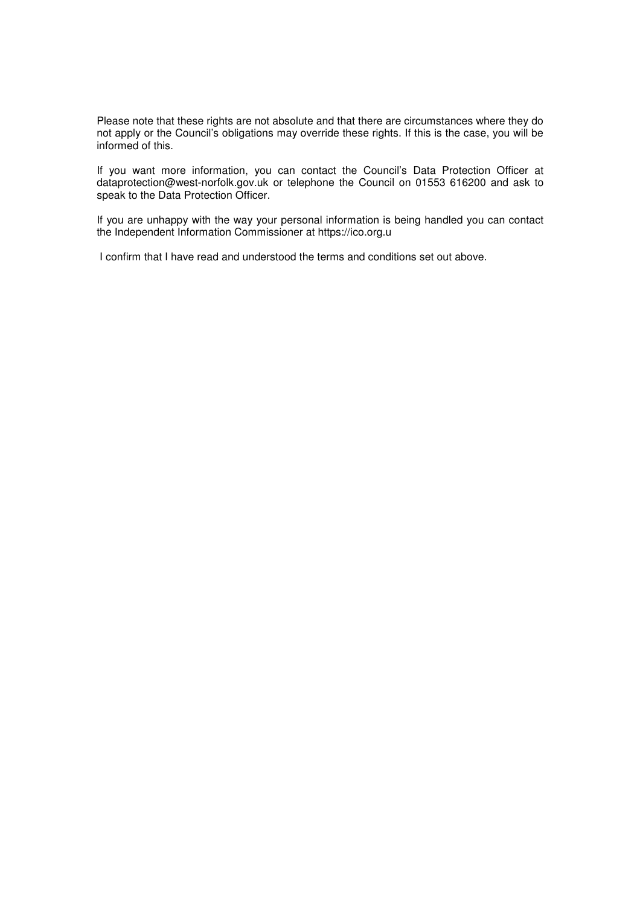Please note that these rights are not absolute and that there are circumstances where they do not apply or the Council's obligations may override these rights. If this is the case, you will be informed of this.

If you want more information, you can contact the Council's Data Protection Officer at dataprotection@west-norfolk.gov.uk or telephone the Council on 01553 616200 and ask to speak to the Data Protection Officer.

If you are unhappy with the way your personal information is being handled you can contact the Independent Information Commissioner at https://ico.org.u

I confirm that I have read and understood the terms and conditions set out above.